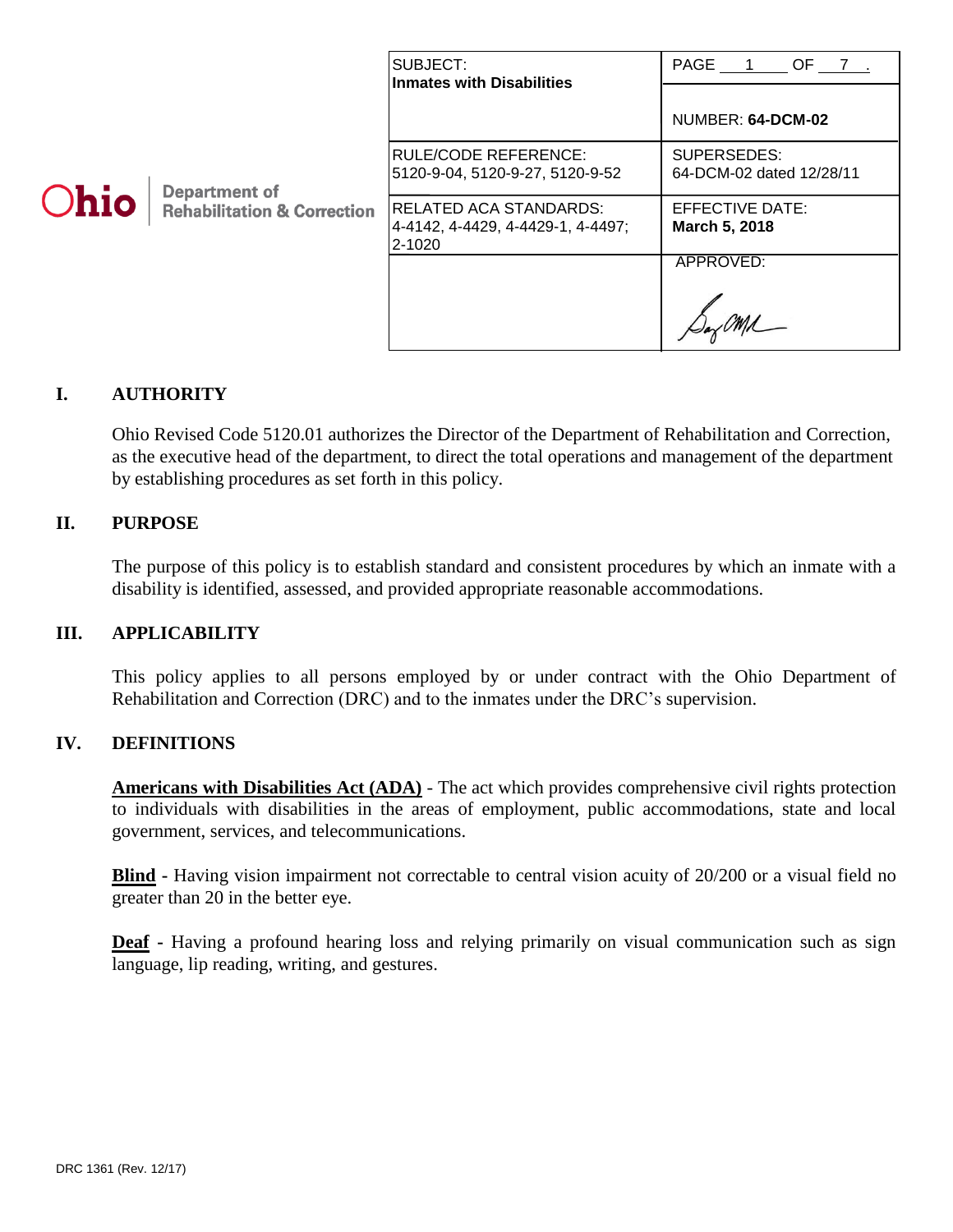Ohio Department of Rehabilitation & Correction

| SUBJECT: **Inmates with Disabilities** | PAGE 1 OF 7. NUMBER: **64-DCM-02** |
|---|---|
| RULE/CODE REFERENCE: 5120-9-04, 5120-9-27, 5120-9-52 | SUPERSEDES: 64-DCM-02 dated 12/28/11 |
| RELATED ACA STANDARDS: 4-4142, 4-4429, 4-4429-1, 4-4497; 2-1020 | EFFECTIVE DATE: **March 5, 2018** |
| | APPROVED: |

## I. AUTHORITY

Ohio Revised Code 5120.01 authorizes the Director of the Department of Rehabilitation and Correction, as the executive head of the department, to direct the total operations and management of the department by establishing procedures as set forth in this policy.

## II. PURPOSE

The purpose of this policy is to establish standard and consistent procedures by which an inmate with a disability is identified, assessed, and provided appropriate reasonable accommodations.

## III. APPLICABILITY

This policy applies to all persons employed by or under contract with the Ohio Department of Rehabilitation and Correction (DRC) and to the inmates under the DRC's supervision.

## IV. DEFINITIONS

**Americans with Disabilities Act (ADA)** - The act which provides comprehensive civil rights protection to individuals with disabilities in the areas of employment, public accommodations, state and local government, services, and telecommunications.

**Blind** - Having vision impairment not correctable to central vision acuity of 20/200 or a visual field no greater than 20 in the better eye.

**Deaf** - Having a profound hearing loss and relying primarily on visual communication such as sign language, lip reading, writing, and gestures.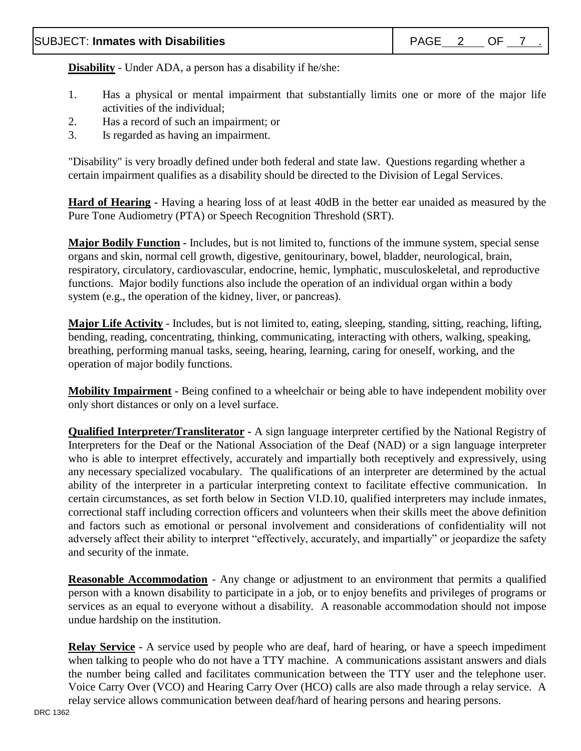**Disability** - Under ADA, a person has a disability if he/she:

1. Has a physical or mental impairment that substantially limits one or more of the major life activities of the individual;
2. Has a record of such an impairment; or
3. Is regarded as having an impairment.

"Disability" is very broadly defined under both federal and state law. Questions regarding whether a certain impairment qualifies as a disability should be directed to the Division of Legal Services.

**Hard of Hearing** - Having a hearing loss of at least 40dB in the better ear unaided as measured by the Pure Tone Audiometry (PTA) or Speech Recognition Threshold (SRT).

**Major Bodily Function** - Includes, but is not limited to, functions of the immune system, special sense organs and skin, normal cell growth, digestive, genitourinary, bowel, bladder, neurological, brain, respiratory, circulatory, cardiovascular, endocrine, hemic, lymphatic, musculoskeletal, and reproductive functions. Major bodily functions also include the operation of an individual organ within a body system (e.g., the operation of the kidney, liver, or pancreas).

**Major Life Activity** - Includes, but is not limited to, eating, sleeping, standing, sitting, reaching, lifting, bending, reading, concentrating, thinking, communicating, interacting with others, walking, speaking, breathing, performing manual tasks, seeing, hearing, learning, caring for oneself, working, and the operation of major bodily functions.

**Mobility Impairment** - Being confined to a wheelchair or being able to have independent mobility over only short distances or only on a level surface.

**Qualified Interpreter/Transliterator** - A sign language interpreter certified by the National Registry of Interpreters for the Deaf or the National Association of the Deaf (NAD) or a sign language interpreter who is able to interpret effectively, accurately and impartially both receptively and expressively, using any necessary specialized vocabulary. The qualifications of an interpreter are determined by the actual ability of the interpreter in a particular interpreting context to facilitate effective communication. In certain circumstances, as set forth below in Section VI.D.10, qualified interpreters may include inmates, correctional staff including correction officers and volunteers when their skills meet the above definition and factors such as emotional or personal involvement and considerations of confidentiality will not adversely affect their ability to interpret "effectively, accurately, and impartially" or jeopardize the safety and security of the inmate.

**Reasonable Accommodation** - Any change or adjustment to an environment that permits a qualified person with a known disability to participate in a job, or to enjoy benefits and privileges of programs or services as an equal to everyone without a disability. A reasonable accommodation should not impose undue hardship on the institution.

**Relay Service** - A service used by people who are deaf, hard of hearing, or have a speech impediment when talking to people who do not have a TTY machine. A communications assistant answers and dials the number being called and facilitates communication between the TTY user and the telephone user. Voice Carry Over (VCO) and Hearing Carry Over (HCO) calls are also made through a relay service. A relay service allows communication between deaf/hard of hearing persons and hearing persons.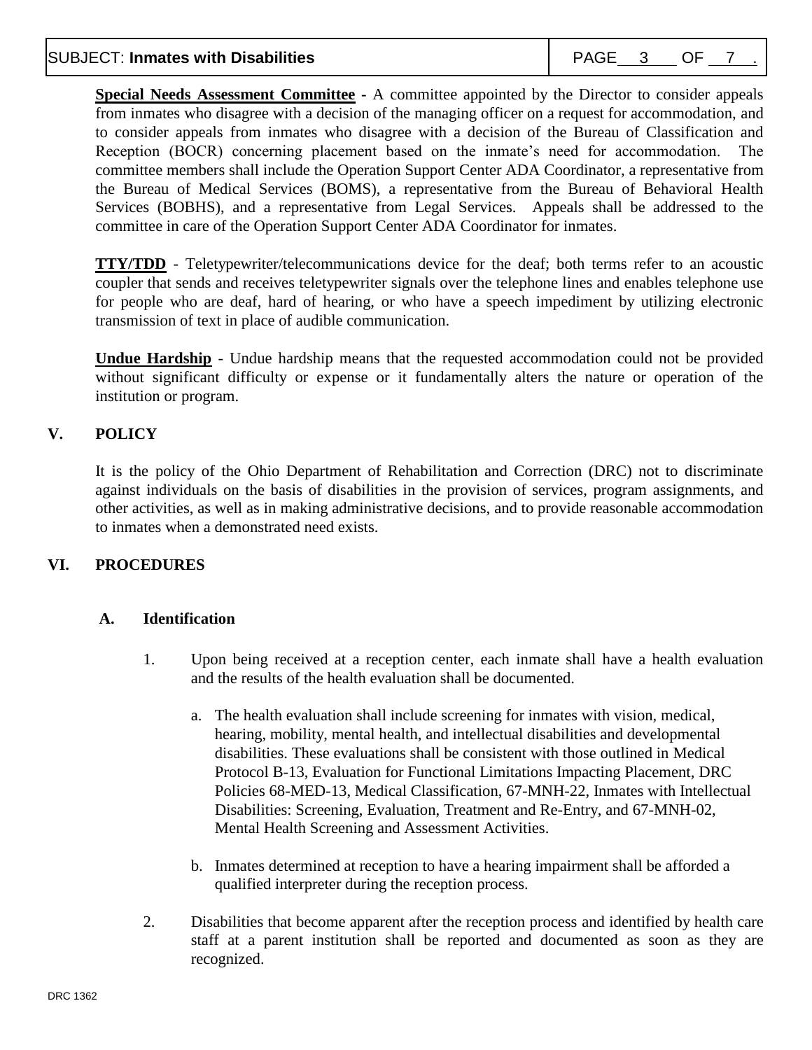**Special Needs Assessment Committee** - A committee appointed by the Director to consider appeals from inmates who disagree with a decision of the managing officer on a request for accommodation, and to consider appeals from inmates who disagree with a decision of the Bureau of Classification and Reception (BOCR) concerning placement based on the inmate's need for accommodation. The committee members shall include the Operation Support Center ADA Coordinator, a representative from the Bureau of Medical Services (BOMS), a representative from the Bureau of Behavioral Health Services (BOBHS), and a representative from Legal Services. Appeals shall be addressed to the committee in care of the Operation Support Center ADA Coordinator for inmates.

**TTY/TDD** - Teletypewriter/telecommunications device for the deaf; both terms refer to an acoustic coupler that sends and receives teletypewriter signals over the telephone lines and enables telephone use for people who are deaf, hard of hearing, or who have a speech impediment by utilizing electronic transmission of text in place of audible communication.

**Undue Hardship** - Undue hardship means that the requested accommodation could not be provided without significant difficulty or expense or it fundamentally alters the nature or operation of the institution or program.

## V. POLICY

It is the policy of the Ohio Department of Rehabilitation and Correction (DRC) not to discriminate against individuals on the basis of disabilities in the provision of services, program assignments, and other activities, as well as in making administrative decisions, and to provide reasonable accommodation to inmates when a demonstrated need exists.

## VI. PROCEDURES

### A. Identification

1. Upon being received at a reception center, each inmate shall have a health evaluation and the results of the health evaluation shall be documented.

   a. The health evaluation shall include screening for inmates with vision, medical, hearing, mobility, mental health, and intellectual disabilities and developmental disabilities. These evaluations shall be consistent with those outlined in Medical Protocol B-13, Evaluation for Functional Limitations Impacting Placement, DRC Policies 68-MED-13, Medical Classification, 67-MNH-22, Inmates with Intellectual Disabilities: Screening, Evaluation, Treatment and Re-Entry, and 67-MNH-02, Mental Health Screening and Assessment Activities.

   b. Inmates determined at reception to have a hearing impairment shall be afforded a qualified interpreter during the reception process.

2. Disabilities that become apparent after the reception process and identified by health care staff at a parent institution shall be reported and documented as soon as they are recognized.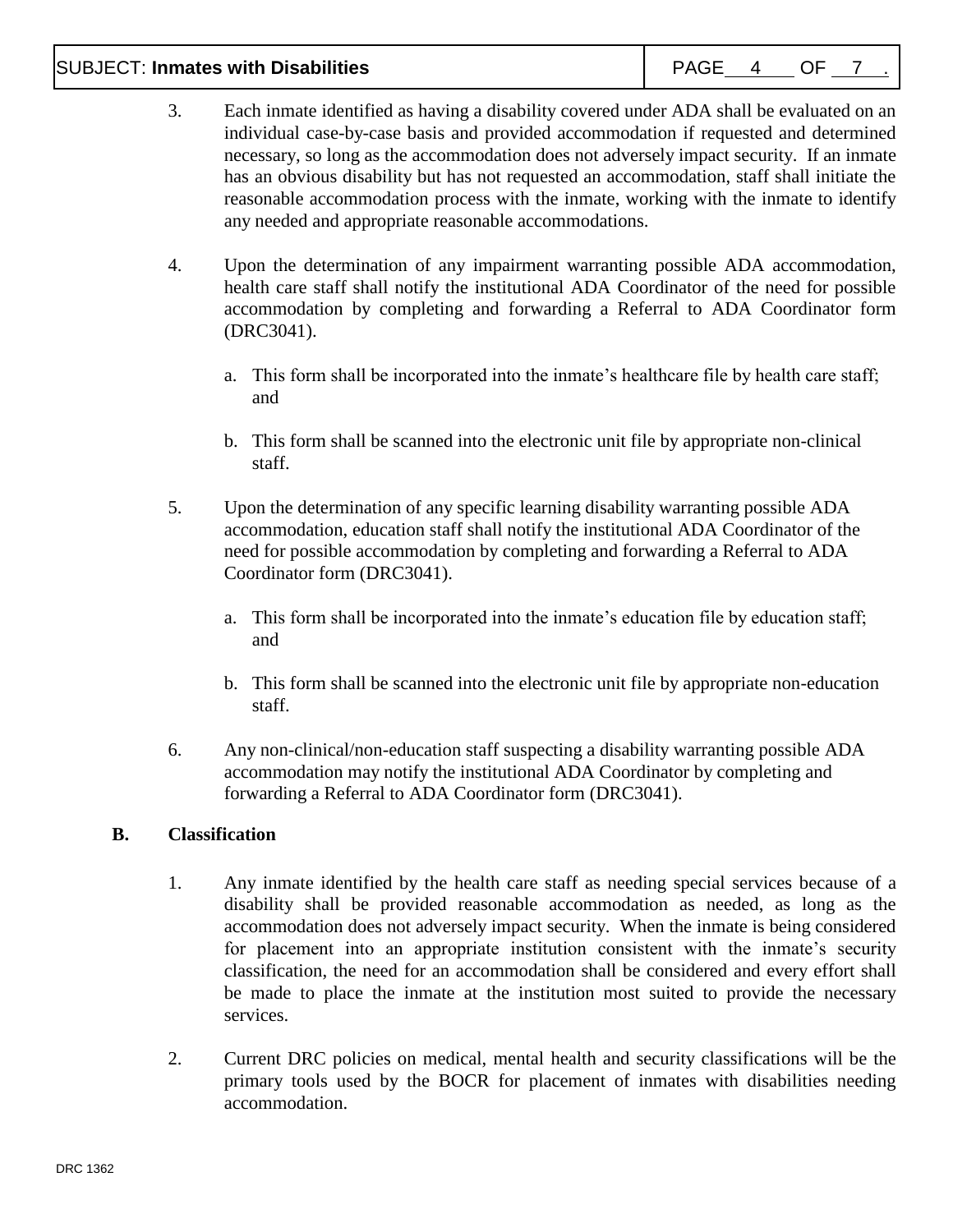3. Each inmate identified as having a disability covered under ADA shall be evaluated on an individual case-by-case basis and provided accommodation if requested and determined necessary, so long as the accommodation does not adversely impact security. If an inmate has an obvious disability but has not requested an accommodation, staff shall initiate the reasonable accommodation process with the inmate, working with the inmate to identify any needed and appropriate reasonable accommodations.

4. Upon the determination of any impairment warranting possible ADA accommodation, health care staff shall notify the institutional ADA Coordinator of the need for possible accommodation by completing and forwarding a Referral to ADA Coordinator form (DRC3041).

   a. This form shall be incorporated into the inmate's healthcare file by health care staff; and

   b. This form shall be scanned into the electronic unit file by appropriate non-clinical staff.

5. Upon the determination of any specific learning disability warranting possible ADA accommodation, education staff shall notify the institutional ADA Coordinator of the need for possible accommodation by completing and forwarding a Referral to ADA Coordinator form (DRC3041).

   a. This form shall be incorporated into the inmate's education file by education staff; and

   b. This form shall be scanned into the electronic unit file by appropriate non-education staff.

6. Any non-clinical/non-education staff suspecting a disability warranting possible ADA accommodation may notify the institutional ADA Coordinator by completing and forwarding a Referral to ADA Coordinator form (DRC3041).

**B. Classification**

1. Any inmate identified by the health care staff as needing special services because of a disability shall be provided reasonable accommodation as needed, as long as the accommodation does not adversely impact security. When the inmate is being considered for placement into an appropriate institution consistent with the inmate's security classification, the need for an accommodation shall be considered and every effort shall be made to place the inmate at the institution most suited to provide the necessary services.

2. Current DRC policies on medical, mental health and security classifications will be the primary tools used by the BOCR for placement of inmates with disabilities needing accommodation.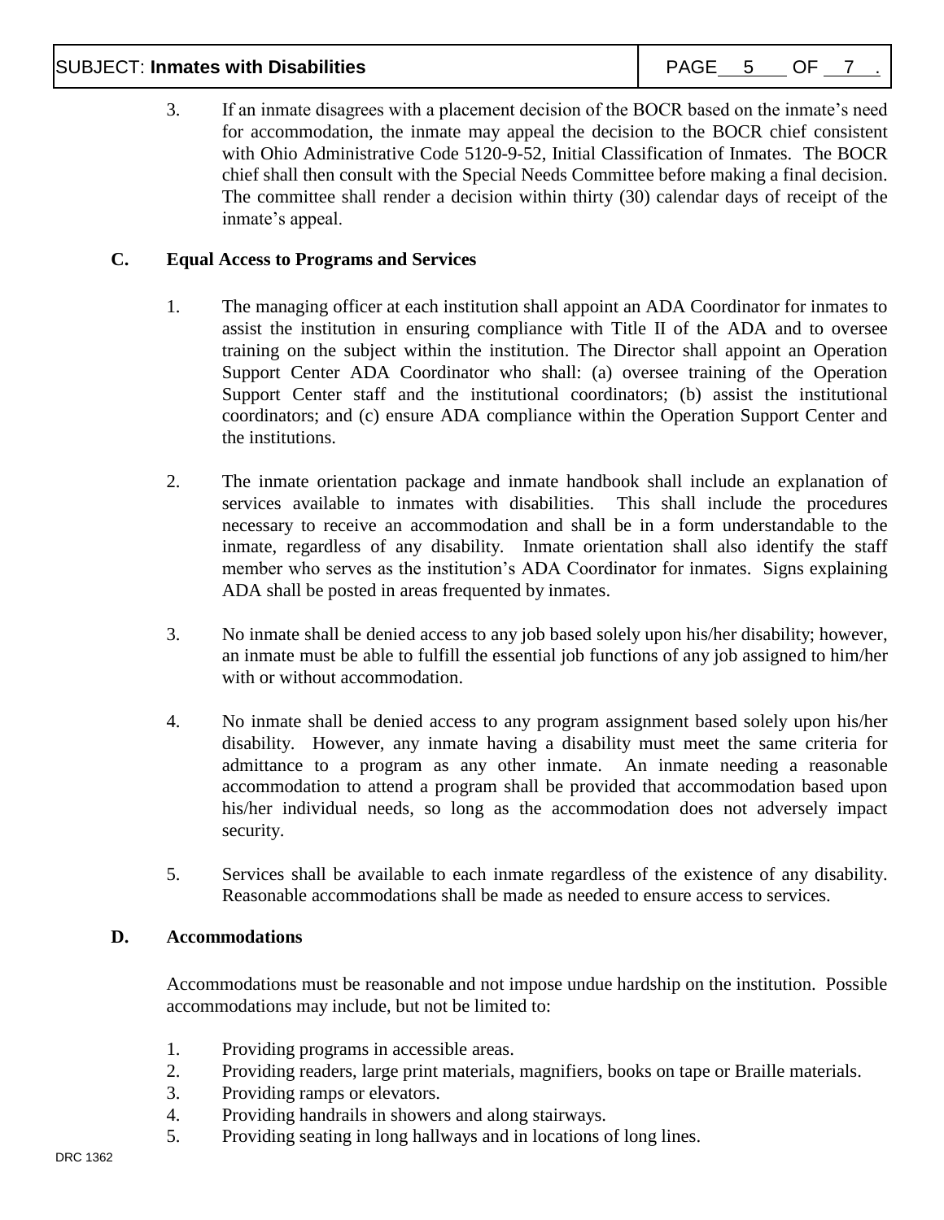3. If an inmate disagrees with a placement decision of the BOCR based on the inmate's need for accommodation, the inmate may appeal the decision to the BOCR chief consistent with Ohio Administrative Code 5120-9-52, Initial Classification of Inmates. The BOCR chief shall then consult with the Special Needs Committee before making a final decision. The committee shall render a decision within thirty (30) calendar days of receipt of the inmate's appeal.

**C. Equal Access to Programs and Services**

1. The managing officer at each institution shall appoint an ADA Coordinator for inmates to assist the institution in ensuring compliance with Title II of the ADA and to oversee training on the subject within the institution. The Director shall appoint an Operation Support Center ADA Coordinator who shall: (a) oversee training of the Operation Support Center staff and the institutional coordinators; (b) assist the institutional coordinators; and (c) ensure ADA compliance within the Operation Support Center and the institutions.

2. The inmate orientation package and inmate handbook shall include an explanation of services available to inmates with disabilities. This shall include the procedures necessary to receive an accommodation and shall be in a form understandable to the inmate, regardless of any disability. Inmate orientation shall also identify the staff member who serves as the institution's ADA Coordinator for inmates. Signs explaining ADA shall be posted in areas frequented by inmates.

3. No inmate shall be denied access to any job based solely upon his/her disability; however, an inmate must be able to fulfill the essential job functions of any job assigned to him/her with or without accommodation.

4. No inmate shall be denied access to any program assignment based solely upon his/her disability. However, any inmate having a disability must meet the same criteria for admittance to a program as any other inmate. An inmate needing a reasonable accommodation to attend a program shall be provided that accommodation based upon his/her individual needs, so long as the accommodation does not adversely impact security.

5. Services shall be available to each inmate regardless of the existence of any disability. Reasonable accommodations shall be made as needed to ensure access to services.

**D. Accommodations**

Accommodations must be reasonable and not impose undue hardship on the institution. Possible accommodations may include, but not be limited to:

1. Providing programs in accessible areas.
2. Providing readers, large print materials, magnifiers, books on tape or Braille materials.
3. Providing ramps or elevators.
4. Providing handrails in showers and along stairways.
5. Providing seating in long hallways and in locations of long lines.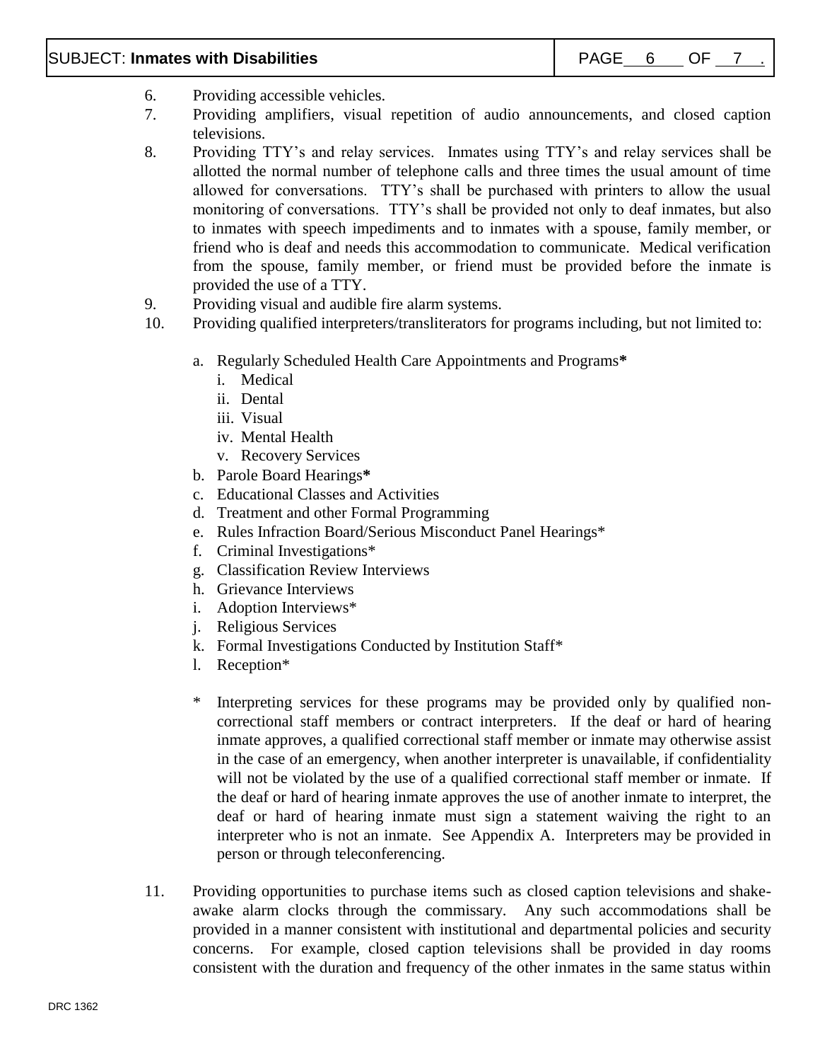6. Providing accessible vehicles.
7. Providing amplifiers, visual repetition of audio announcements, and closed caption televisions.
8. Providing TTY's and relay services. Inmates using TTY's and relay services shall be allotted the normal number of telephone calls and three times the usual amount of time allowed for conversations. TTY's shall be purchased with printers to allow the usual monitoring of conversations. TTY's shall be provided not only to deaf inmates, but also to inmates with speech impediments and to inmates with a spouse, family member, or friend who is deaf and needs this accommodation to communicate. Medical verification from the spouse, family member, or friend must be provided before the inmate is provided the use of a TTY.
9. Providing visual and audible fire alarm systems.
10. Providing qualified interpreters/transliterators for programs including, but not limited to:

    a. Regularly Scheduled Health Care Appointments and Programs**\***
        i. Medical
        ii. Dental
        iii. Visual
        iv. Mental Health
        v. Recovery Services
    b. Parole Board Hearings**\***
    c. Educational Classes and Activities
    d. Treatment and other Formal Programming
    e. Rules Infraction Board/Serious Misconduct Panel Hearings*
    f. Criminal Investigations*
    g. Classification Review Interviews
    h. Grievance Interviews
    i. Adoption Interviews*
    j. Religious Services
    k. Formal Investigations Conducted by Institution Staff*
    l. Reception*

    \* Interpreting services for these programs may be provided only by qualified non-correctional staff members or contract interpreters. If the deaf or hard of hearing inmate approves, a qualified correctional staff member or inmate may otherwise assist in the case of an emergency, when another interpreter is unavailable, if confidentiality will not be violated by the use of a qualified correctional staff member or inmate. If the deaf or hard of hearing inmate approves the use of another inmate to interpret, the deaf or hard of hearing inmate must sign a statement waiving the right to an interpreter who is not an inmate. See Appendix A. Interpreters may be provided in person or through teleconferencing.

11. Providing opportunities to purchase items such as closed caption televisions and shake-awake alarm clocks through the commissary. Any such accommodations shall be provided in a manner consistent with institutional and departmental policies and security concerns. For example, closed caption televisions shall be provided in day rooms consistent with the duration and frequency of the other inmates in the same status within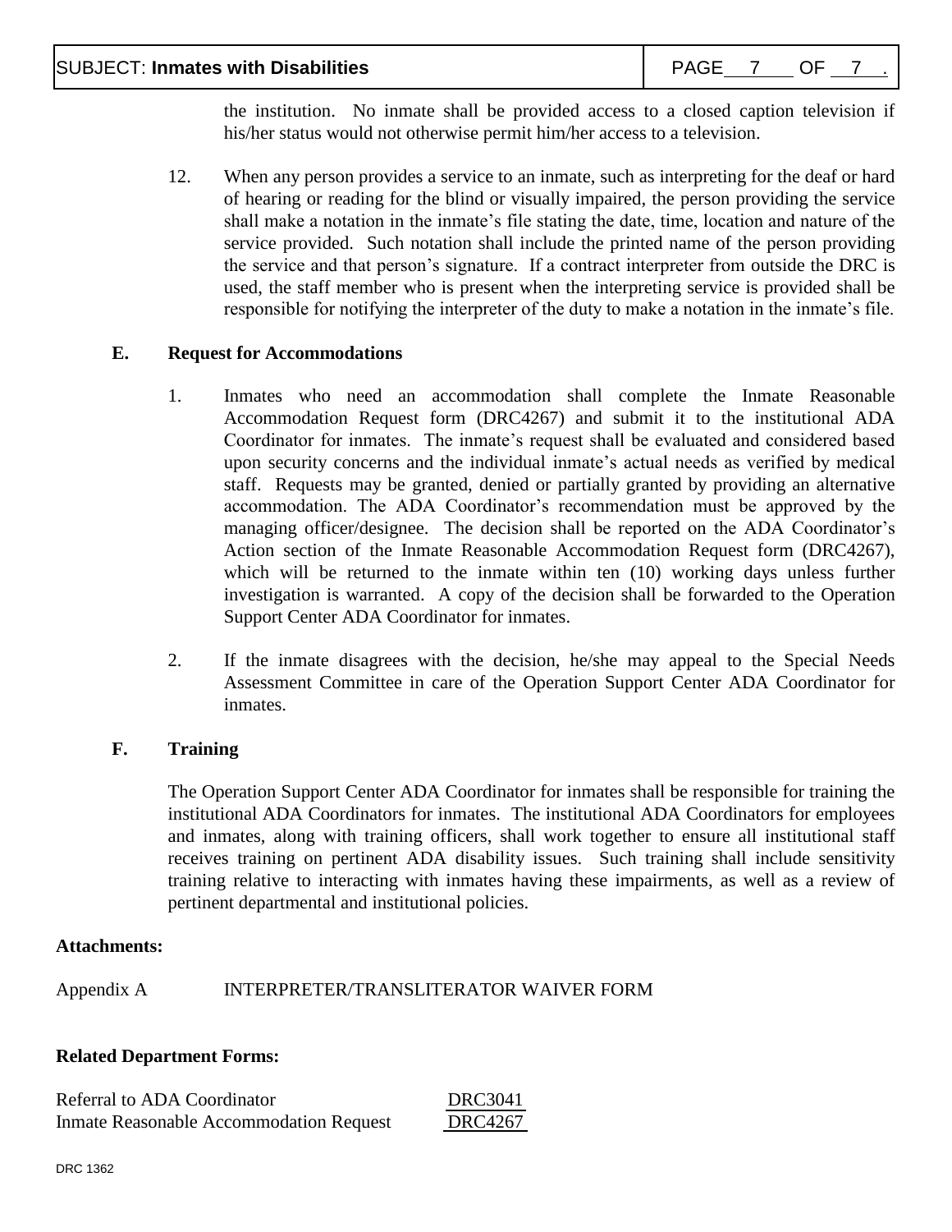the institution. No inmate shall be provided access to a closed caption television if his/her status would not otherwise permit him/her access to a television.

12. When any person provides a service to an inmate, such as interpreting for the deaf or hard of hearing or reading for the blind or visually impaired, the person providing the service shall make a notation in the inmate's file stating the date, time, location and nature of the service provided. Such notation shall include the printed name of the person providing the service and that person's signature. If a contract interpreter from outside the DRC is used, the staff member who is present when the interpreting service is provided shall be responsible for notifying the interpreter of the duty to make a notation in the inmate's file.

### E. Request for Accommodations

1. Inmates who need an accommodation shall complete the Inmate Reasonable Accommodation Request form (DRC4267) and submit it to the institutional ADA Coordinator for inmates. The inmate's request shall be evaluated and considered based upon security concerns and the individual inmate's actual needs as verified by medical staff. Requests may be granted, denied or partially granted by providing an alternative accommodation. The ADA Coordinator's recommendation must be approved by the managing officer/designee. The decision shall be reported on the ADA Coordinator's Action section of the Inmate Reasonable Accommodation Request form (DRC4267), which will be returned to the inmate within ten (10) working days unless further investigation is warranted. A copy of the decision shall be forwarded to the Operation Support Center ADA Coordinator for inmates.

2. If the inmate disagrees with the decision, he/she may appeal to the Special Needs Assessment Committee in care of the Operation Support Center ADA Coordinator for inmates.

### F. Training

The Operation Support Center ADA Coordinator for inmates shall be responsible for training the institutional ADA Coordinators for inmates. The institutional ADA Coordinators for employees and inmates, along with training officers, shall work together to ensure all institutional staff receives training on pertinent ADA disability issues. Such training shall include sensitivity training relative to interacting with inmates having these impairments, as well as a review of pertinent departmental and institutional policies.

**Attachments:**

Appendix A INTERPRETER/TRANSLITERATOR WAIVER FORM

**Related Department Forms:**

| | |
|---|---|
| Referral to ADA Coordinator | DRC3041 |
| Inmate Reasonable Accommodation Request | DRC4267 |

DRC 1362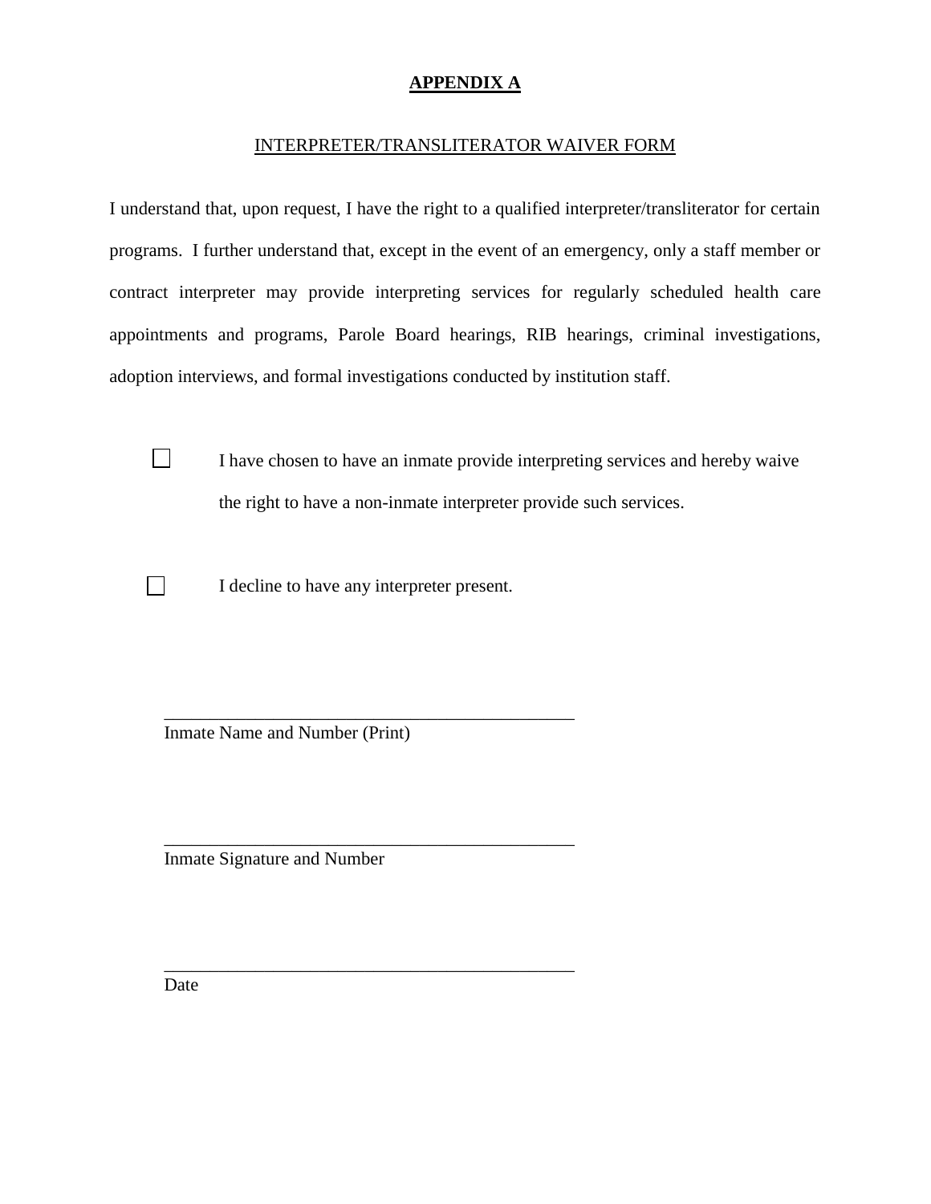**APPENDIX A**

INTERPRETER/TRANSLITERATOR WAIVER FORM

I understand that, upon request, I have the right to a qualified interpreter/transliterator for certain programs. I further understand that, except in the event of an emergency, only a staff member or contract interpreter may provide interpreting services for regularly scheduled health care appointments and programs, Parole Board hearings, RIB hearings, criminal investigations, adoption interviews, and formal investigations conducted by institution staff.

☐ I have chosen to have an inmate provide interpreting services and hereby waive the right to have a non-inmate interpreter provide such services.

☐ I decline to have any interpreter present.

_______________________________________________
Inmate Name and Number (Print)

_______________________________________________
Inmate Signature and Number

_______________________________________________
Date